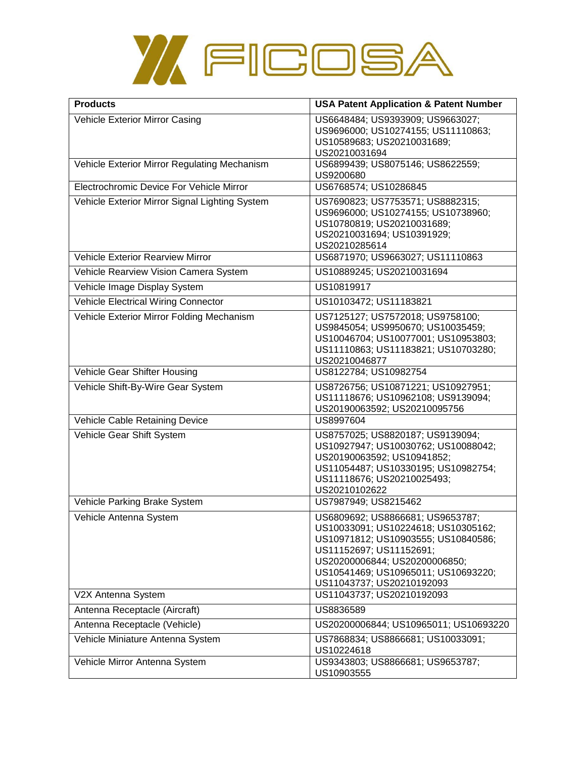# FICOSA

| Products | USA Patent Application & Patent Number |
|---|---|
| Vehicle Exterior Mirror Casing | US6648484; US9393909; US9663027; US9696000; US10274155; US11110863; US10589683; US20210031689; US20210031694 |
| Vehicle Exterior Mirror Regulating Mechanism | US6899439; US8075146; US8622559; US9200680 |
| Electrochromic Device For Vehicle Mirror | US6768574; US10286845 |
| Vehicle Exterior Mirror Signal Lighting System | US7690823; US7753571; US8882315; US9696000; US10274155; US10738960; US10780819; US20210031689; US20210031694; US10391929; US20210285614 |
| Vehicle Exterior Rearview Mirror | US6871970; US9663027; US11110863 |
| Vehicle Rearview Vision Camera System | US10889245; US20210031694 |
| Vehicle Image Display System | US10819917 |
| Vehicle Electrical Wiring Connector | US10103472; US11183821 |
| Vehicle Exterior Mirror Folding Mechanism | US7125127; US7572018; US9758100; US9845054; US9950670; US10035459; US10046704; US10077001; US10953803; US11110863; US11183821; US10703280; US20210046877 |
| Vehicle Gear Shifter Housing | US8122784; US10982754 |
| Vehicle Shift-By-Wire Gear System | US8726756; US10871221; US10927951; US11118676; US10962108; US9139094; US20190063592; US20210095756 |
| Vehicle Cable Retaining Device | US8997604 |
| Vehicle Gear Shift System | US8757025; US8820187; US9139094; US10927947; US10030762; US10088042; US20190063592; US10941852; US11054487; US10330195; US10982754; US11118676; US20210025493; US20210102622 |
| Vehicle Parking Brake System | US7987949; US8215462 |
| Vehicle Antenna System | US6809692; US8866681; US9653787; US10033091; US10224618; US10305162; US10971812; US10903555; US10840586; US11152697; US11152691; US20200006844; US20200006850; US10541469; US10965011; US10693220; US11043737; US20210192093 |
| V2X Antenna System | US11043737; US20210192093 |
| Antenna Receptacle (Aircraft) | US8836589 |
| Antenna Receptacle (Vehicle) | US20200006844; US10965011; US10693220 |
| Vehicle Miniature Antenna System | US7868834; US8866681; US10033091; US10224618 |
| Vehicle Mirror Antenna System | US9343803; US8866681; US9653787; US10903555 |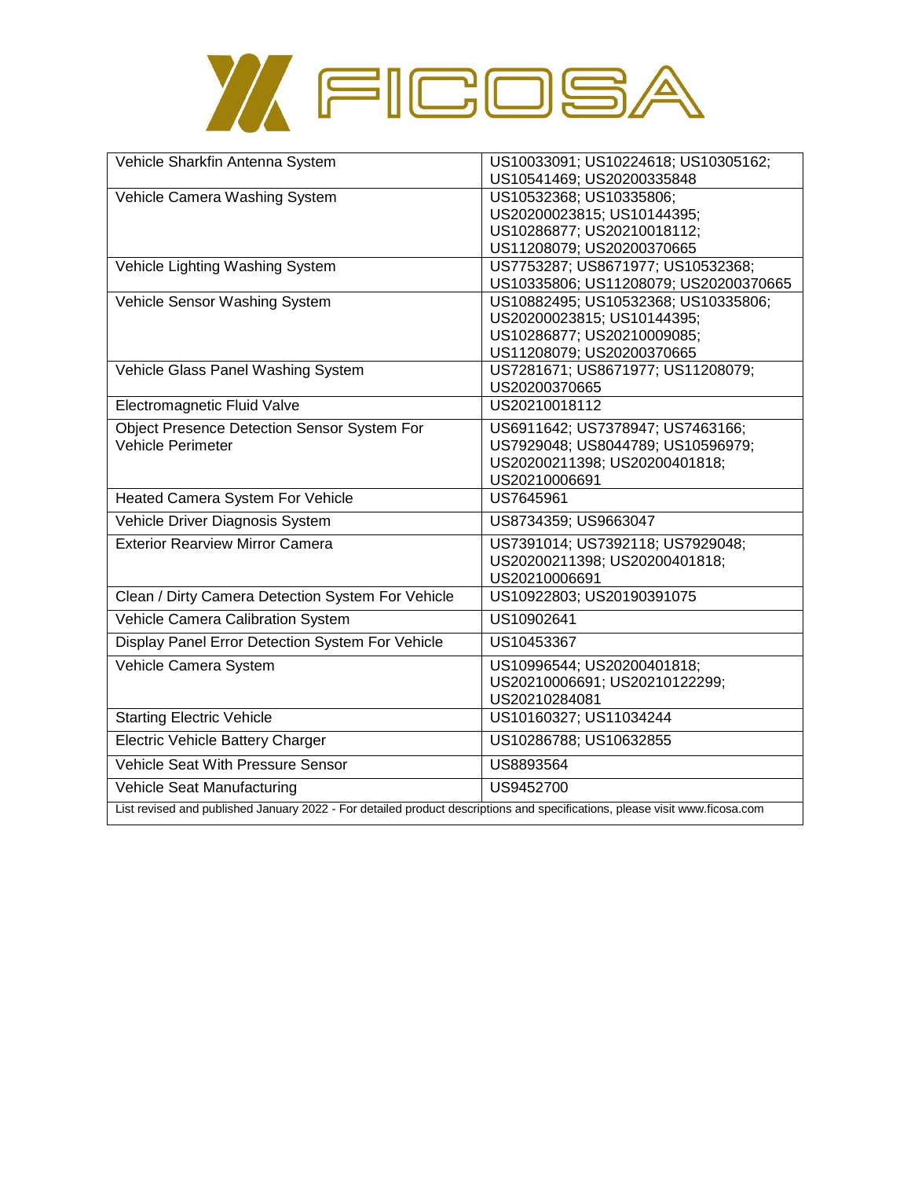FICOSA

| Vehicle Sharkfin Antenna System | US10033091; US10224618; US10305162; US10541469; US20200335848 |
|---|---|
| Vehicle Camera Washing System | US10532368; US10335806; US20200023815; US10144395; US10286877; US20210018112; US11208079; US20200370665 |
| Vehicle Lighting Washing System | US7753287; US8671977; US10532368; US10335806; US11208079; US20200370665 |
| Vehicle Sensor Washing System | US10882495; US10532368; US10335806; US20200023815; US10144395; US10286877; US20210009085; US11208079; US20200370665 |
| Vehicle Glass Panel Washing System | US7281671; US8671977; US11208079; US20200370665 |
| Electromagnetic Fluid Valve | US20210018112 |
| Object Presence Detection Sensor System For Vehicle Perimeter | US6911642; US7378947; US7463166; US7929048; US8044789; US10596979; US20200211398; US20200401818; US20210006691 |
| Heated Camera System For Vehicle | US7645961 |
| Vehicle Driver Diagnosis System | US8734359; US9663047 |
| Exterior Rearview Mirror Camera | US7391014; US7392118; US7929048; US20200211398; US20200401818; US20210006691 |
| Clean / Dirty Camera Detection System For Vehicle | US10922803; US20190391075 |
| Vehicle Camera Calibration System | US10902641 |
| Display Panel Error Detection System For Vehicle | US10453367 |
| Vehicle Camera System | US10996544; US20200401818; US20210006691; US20210122299; US20210284081 |
| Starting Electric Vehicle | US10160327; US11034244 |
| Electric Vehicle Battery Charger | US10286788; US10632855 |
| Vehicle Seat With Pressure Sensor | US8893564 |
| Vehicle Seat Manufacturing | US9452700 |

List revised and published January 2022 - For detailed product descriptions and specifications, please visit www.ficosa.com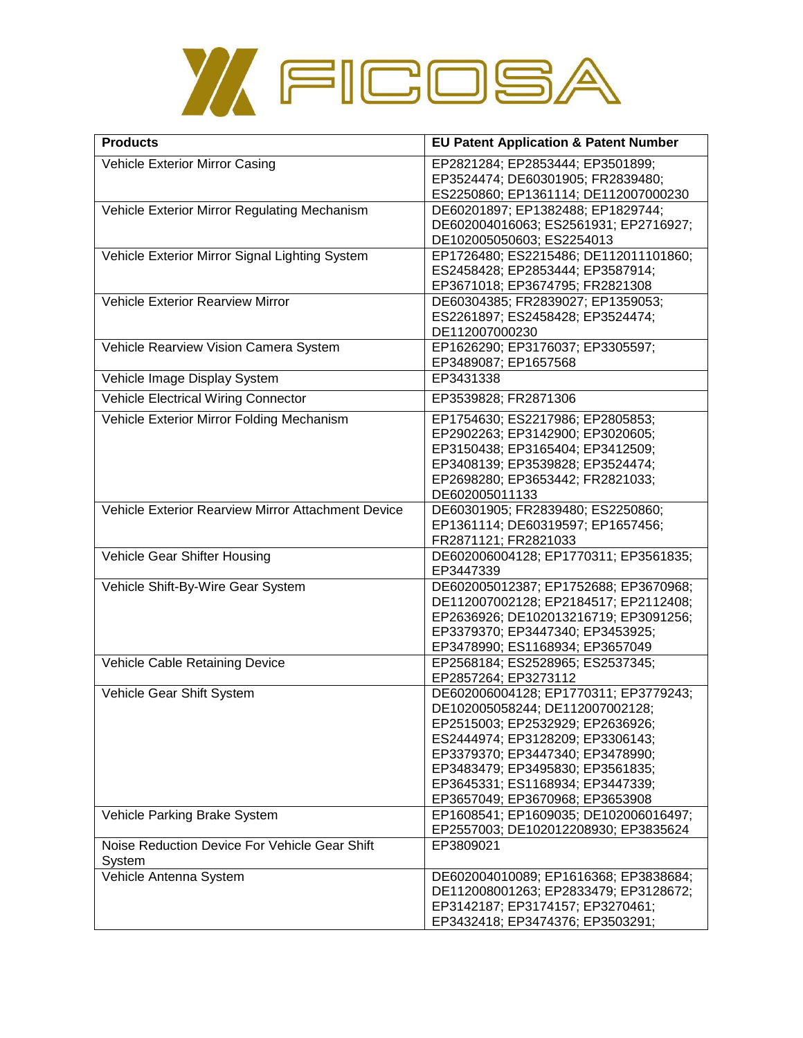FICOSA

| Products | EU Patent Application & Patent Number |
| --- | --- |
| Vehicle Exterior Mirror Casing | EP2821284; EP2853444; EP3501899; EP3524474; DE60301905; FR2839480; ES2250860; EP1361114; DE112007000230 |
| Vehicle Exterior Mirror Regulating Mechanism | DE60201897; EP1382488; EP1829744; DE602004016063; ES2561931; EP2716927; DE102005050603; ES2254013 |
| Vehicle Exterior Mirror Signal Lighting System | EP1726480; ES2215486; DE112011101860; ES2458428; EP2853444; EP3587914; EP3671018; EP3674795; FR2821308 |
| Vehicle Exterior Rearview Mirror | DE60304385; FR2839027; EP1359053; ES2261897; ES2458428; EP3524474; DE112007000230 |
| Vehicle Rearview Vision Camera System | EP1626290; EP3176037; EP3305597; EP3489087; EP1657568 |
| Vehicle Image Display System | EP3431338 |
| Vehicle Electrical Wiring Connector | EP3539828; FR2871306 |
| Vehicle Exterior Mirror Folding Mechanism | EP1754630; ES2217986; EP2805853; EP2902263; EP3142900; EP3020605; EP3150438; EP3165404; EP3412509; EP3408139; EP3539828; EP3524474; EP2698280; EP3653442; FR2821033; DE602005011133 |
| Vehicle Exterior Rearview Mirror Attachment Device | DE60301905; FR2839480; ES2250860; EP1361114; DE60319597; EP1657456; FR2871121; FR2821033 |
| Vehicle Gear Shifter Housing | DE602006004128; EP1770311; EP3561835; EP3447339 |
| Vehicle Shift-By-Wire Gear System | DE602005012387; EP1752688; EP3670968; DE112007002128; EP2184517; EP2112408; EP2636926; DE102013216719; EP3091256; EP3379370; EP3447340; EP3453925; EP3478990; ES1168934; EP3657049 |
| Vehicle Cable Retaining Device | EP2568184; ES2528965; ES2537345; EP2857264; EP3273112 |
| Vehicle Gear Shift System | DE602006004128; EP1770311; EP3779243; DE102005058244; DE112007002128; EP2515003; EP2532929; EP2636926; ES2444974; EP3128209; EP3306143; EP3379370; EP3447340; EP3478990; EP3483479; EP3495830; EP3561835; EP3645331; ES1168934; EP3447339; EP3657049; EP3670968; EP3653908 |
| Vehicle Parking Brake System | EP1608541; EP1609035; DE102006016497; EP2557003; DE102012208930; EP3835624 |
| Noise Reduction Device For Vehicle Gear Shift System | EP3809021 |
| Vehicle Antenna System | DE602004010089; EP1616368; EP3838684; DE112008001263; EP2833479; EP3128672; EP3142187; EP3174157; EP3270461; EP3432418; EP3474376; EP3503291; |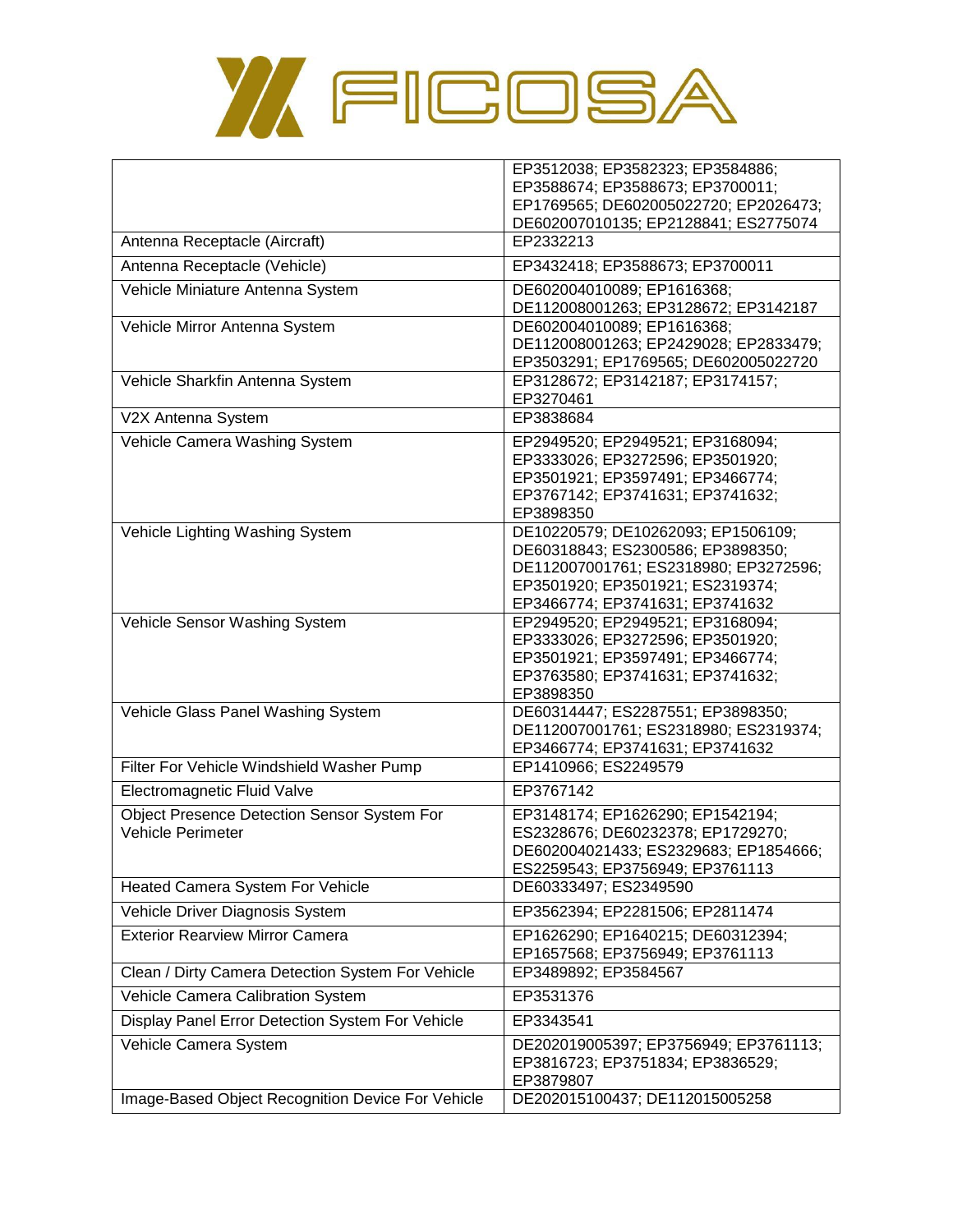| | |
|---|---|
| | EP3512038; EP3582323; EP3584886; EP3588674; EP3588673; EP3700011; EP1769565; DE602005022720; EP2026473; DE602007010135; EP2128841; ES2775074 |
| Antenna Receptacle (Aircraft) | EP2332213 |
| Antenna Receptacle (Vehicle) | EP3432418; EP3588673; EP3700011 |
| Vehicle Miniature Antenna System | DE602004010089; EP1616368; DE112008001263; EP3128672; EP3142187 |
| Vehicle Mirror Antenna System | DE602004010089; EP1616368; DE112008001263; EP2429028; EP2833479; EP3503291; EP1769565; DE602005022720 |
| Vehicle Sharkfin Antenna System | EP3128672; EP3142187; EP3174157; EP3270461 |
| V2X Antenna System | EP3838684 |
| Vehicle Camera Washing System | EP2949520; EP2949521; EP3168094; EP3333026; EP3272596; EP3501920; EP3501921; EP3597491; EP3466774; EP3767142; EP3741631; EP3741632; EP3898350 |
| Vehicle Lighting Washing System | DE10220579; DE10262093; EP1506109; DE60318843; ES2300586; EP3898350; DE112007001761; ES2318980; EP3272596; EP3501920; EP3501921; ES2319374; EP3466774; EP3741631; EP3741632 |
| Vehicle Sensor Washing System | EP2949520; EP2949521; EP3168094; EP3333026; EP3272596; EP3501920; EP3501921; EP3597491; EP3466774; EP3763580; EP3741631; EP3741632; EP3898350 |
| Vehicle Glass Panel Washing System | DE60314447; ES2287551; EP3898350; DE112007001761; ES2318980; ES2319374; EP3466774; EP3741631; EP3741632 |
| Filter For Vehicle Windshield Washer Pump | EP1410966; ES2249579 |
| Electromagnetic Fluid Valve | EP3767142 |
| Object Presence Detection Sensor System For Vehicle Perimeter | EP3148174; EP1626290; EP1542194; ES2328676; DE60232378; EP1729270; DE602004021433; ES2329683; EP1854666; ES2259543; EP3756949; EP3761113 |
| Heated Camera System For Vehicle | DE60333497; ES2349590 |
| Vehicle Driver Diagnosis System | EP3562394; EP2281506; EP2811474 |
| Exterior Rearview Mirror Camera | EP1626290; EP1640215; DE60312394; EP1657568; EP3756949; EP3761113 |
| Clean / Dirty Camera Detection System For Vehicle | EP3489892; EP3584567 |
| Vehicle Camera Calibration System | EP3531376 |
| Display Panel Error Detection System For Vehicle | EP3343541 |
| Vehicle Camera System | DE202019005397; EP3756949; EP3761113; EP3816723; EP3751834; EP3836529; EP3879807 |
| Image-Based Object Recognition Device For Vehicle | DE202015100437; DE112015005258 |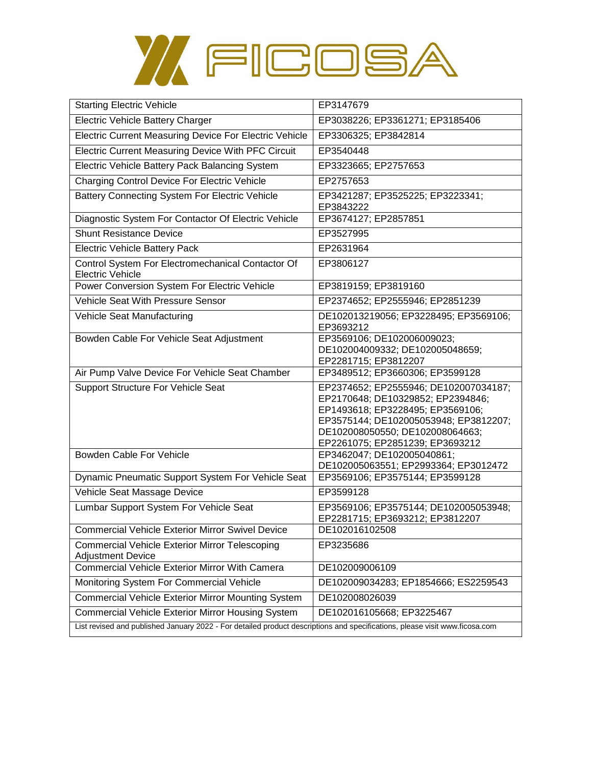FICOSA

| Starting Electric Vehicle | EP3147679 |
|---|---|
| Electric Vehicle Battery Charger | EP3038226; EP3361271; EP3185406 |
| Electric Current Measuring Device For Electric Vehicle | EP3306325; EP3842814 |
| Electric Current Measuring Device With PFC Circuit | EP3540448 |
| Electric Vehicle Battery Pack Balancing System | EP3323665; EP2757653 |
| Charging Control Device For Electric Vehicle | EP2757653 |
| Battery Connecting System For Electric Vehicle | EP3421287; EP3525225; EP3223341; EP3843222 |
| Diagnostic System For Contactor Of Electric Vehicle | EP3674127; EP2857851 |
| Shunt Resistance Device | EP3527995 |
| Electric Vehicle Battery Pack | EP2631964 |
| Control System For Electromechanical Contactor Of Electric Vehicle | EP3806127 |
| Power Conversion System For Electric Vehicle | EP3819159; EP3819160 |
| Vehicle Seat With Pressure Sensor | EP2374652; EP2555946; EP2851239 |
| Vehicle Seat Manufacturing | DE102013219056; EP3228495; EP3569106; EP3693212 |
| Bowden Cable For Vehicle Seat Adjustment | EP3569106; DE102006009023; DE102004009332; DE102005048659; EP2281715; EP3812207 |
| Air Pump Valve Device For Vehicle Seat Chamber | EP3489512; EP3660306; EP3599128 |
| Support Structure For Vehicle Seat | EP2374652; EP2555946; DE102007034187; EP2170648; DE10329852; EP2394846; EP1493618; EP3228495; EP3569106; EP3575144; DE102005053948; EP3812207; DE102008050550; DE102008064663; EP2261075; EP2851239; EP3693212 |
| Bowden Cable For Vehicle | EP3462047; DE102005040861; DE102005063551; EP2993364; EP3012472 |
| Dynamic Pneumatic Support System For Vehicle Seat | EP3569106; EP3575144; EP3599128 |
| Vehicle Seat Massage Device | EP3599128 |
| Lumbar Support System For Vehicle Seat | EP3569106; EP3575144; DE102005053948; EP2281715; EP3693212; EP3812207 |
| Commercial Vehicle Exterior Mirror Swivel Device | DE102016102508 |
| Commercial Vehicle Exterior Mirror Telescoping Adjustment Device | EP3235686 |
| Commercial Vehicle Exterior Mirror With Camera | DE102009006109 |
| Monitoring System For Commercial Vehicle | DE102009034283; EP1854666; ES2259543 |
| Commercial Vehicle Exterior Mirror Mounting System | DE102008026039 |
| Commercial Vehicle Exterior Mirror Housing System | DE102016105668; EP3225467 |

List revised and published January 2022 - For detailed product descriptions and specifications, please visit www.ficosa.com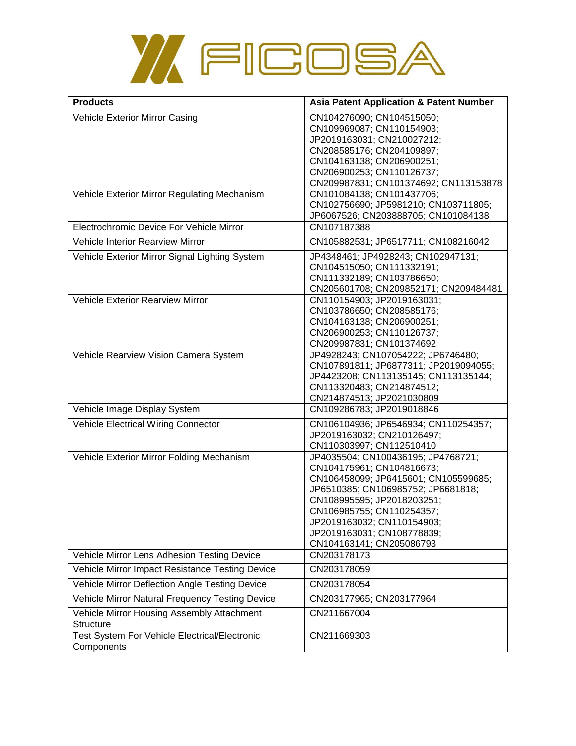FICOSA

| Products | Asia Patent Application & Patent Number |
|---|---|
| Vehicle Exterior Mirror Casing | CN104276090; CN104515050; CN109969087; CN110154903; JP2019163031; CN210027212; CN208585176; CN204109897; CN104163138; CN206900251; CN206900253; CN110126737; CN209987831; CN101374692; CN113153878 |
| Vehicle Exterior Mirror Regulating Mechanism | CN101084138; CN101437706; CN102756690; JP5981210; CN103711805; JP6067526; CN203888705; CN101084138 |
| Electrochromic Device For Vehicle Mirror | CN107187388 |
| Vehicle Interior Rearview Mirror | CN105882531; JP6517711; CN108216042 |
| Vehicle Exterior Mirror Signal Lighting System | JP4348461; JP4928243; CN102947131; CN104515050; CN111332191; CN111332189; CN103786650; CN205601708; CN209852171; CN209484481 |
| Vehicle Exterior Rearview Mirror | CN110154903; JP2019163031; CN103786650; CN208585176; CN104163138; CN206900251; CN206900253; CN110126737; CN209987831; CN101374692 |
| Vehicle Rearview Vision Camera System | JP4928243; CN107054222; JP6746480; CN107891811; JP6877311; JP2019094055; JP4423208; CN113135145; CN113135144; CN113320483; CN214874512; CN214874513; JP2021030809 |
| Vehicle Image Display System | CN109286783; JP2019018846 |
| Vehicle Electrical Wiring Connector | CN106104936; JP6546934; CN110254357; JP2019163032; CN210126497; CN110303997; CN112510410 |
| Vehicle Exterior Mirror Folding Mechanism | JP4035504; CN100436195; JP4768721; CN104175961; CN104816673; CN106458099; JP6415601; CN105599685; JP6510385; CN106985752; JP6681818; CN108995595; JP2018203251; CN106985755; CN110254357; JP2019163032; CN110154903; JP2019163031; CN108778839; CN104163141; CN205086793 |
| Vehicle Mirror Lens Adhesion Testing Device | CN203178173 |
| Vehicle Mirror Impact Resistance Testing Device | CN203178059 |
| Vehicle Mirror Deflection Angle Testing Device | CN203178054 |
| Vehicle Mirror Natural Frequency Testing Device | CN203177965; CN203177964 |
| Vehicle Mirror Housing Assembly Attachment Structure | CN211667004 |
| Test System For Vehicle Electrical/Electronic Components | CN211669303 |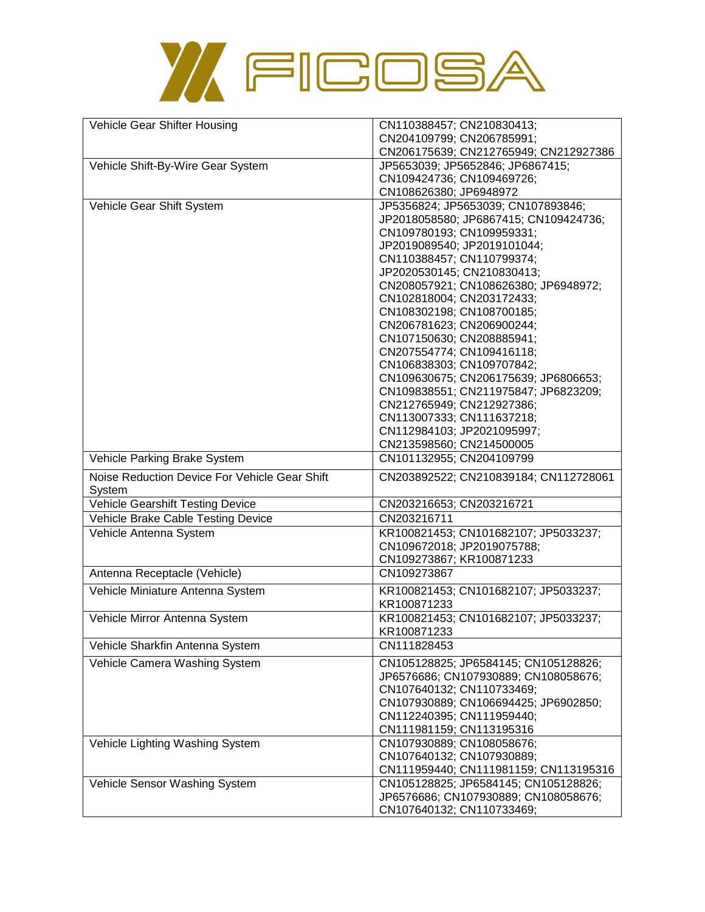FICOSA

| | |
|---|---|
| Vehicle Gear Shifter Housing | CN110388457; CN210830413; CN204109799; CN206785991; CN206175639; CN212765949; CN212927386 |
| Vehicle Shift-By-Wire Gear System | JP5653039; JP5652846; JP6867415; CN109424736; CN109469726; CN108626380; JP6948972 |
| Vehicle Gear Shift System | JP5356824; JP5653039; CN107893846; JP2018058580; JP6867415; CN109424736; CN109780193; CN109959331; JP2019089540; JP2019101044; CN110388457; CN110799374; JP2020530145; CN210830413; CN208057921; CN108626380; JP6948972; CN102818004; CN203172433; CN108302198; CN108700185; CN206781623; CN206900244; CN107150630; CN208885941; CN207554774; CN109416118; CN106838303; CN109707842; CN109630675; CN206175639; JP6806653; CN109838551; CN211975847; JP6823209; CN212765949; CN212927386; CN113007333; CN111637218; CN112984103; JP2021095997; CN213598560; CN214500005 |
| Vehicle Parking Brake System | CN101132955; CN204109799 |
| Noise Reduction Device For Vehicle Gear Shift System | CN203892522; CN210839184; CN112728061 |
| Vehicle Gearshift Testing Device | CN203216653; CN203216721 |
| Vehicle Brake Cable Testing Device | CN203216711 |
| Vehicle Antenna System | KR100821453; CN101682107; JP5033237; CN109672018; JP2019075788; CN109273867; KR100871233 |
| Antenna Receptacle (Vehicle) | CN109273867 |
| Vehicle Miniature Antenna System | KR100821453; CN101682107; JP5033237; KR100871233 |
| Vehicle Mirror Antenna System | KR100821453; CN101682107; JP5033237; KR100871233 |
| Vehicle Sharkfin Antenna System | CN111828453 |
| Vehicle Camera Washing System | CN105128825; JP6584145; CN105128826; JP6576686; CN107930889; CN108058676; CN107640132; CN110733469; CN107930889; CN106694425; JP6902850; CN112240395; CN111959440; CN111981159; CN113195316 |
| Vehicle Lighting Washing System | CN107930889; CN108058676; CN107640132; CN107930889; CN111959440; CN111981159; CN113195316 |
| Vehicle Sensor Washing System | CN105128825; JP6584145; CN105128826; JP6576686; CN107930889; CN108058676; CN107640132; CN110733469; |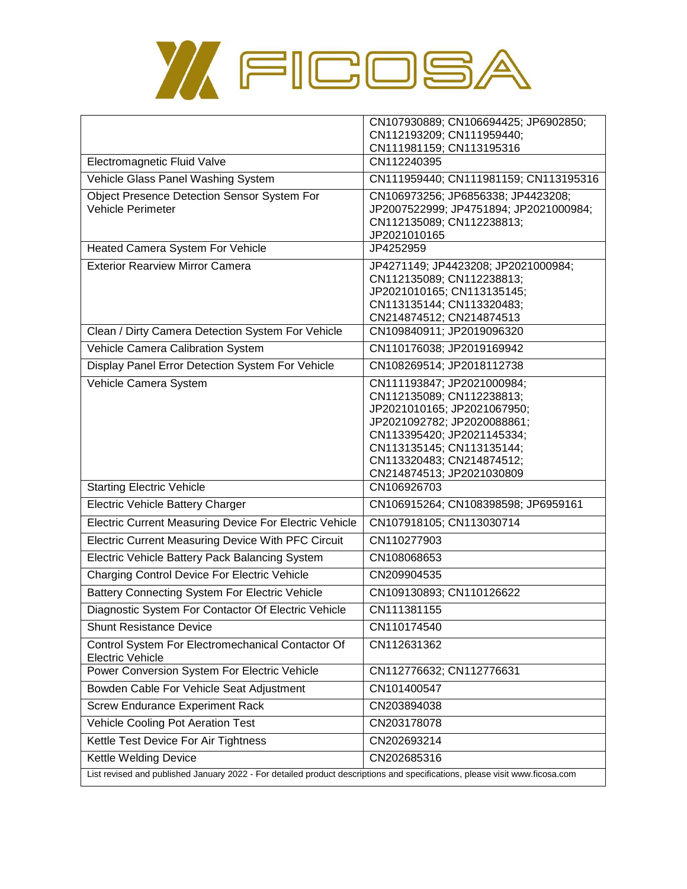| | |
|---|---|
| | CN107930889; CN106694425; JP6902850; CN112193209; CN111959440; CN111981159; CN113195316 |
| Electromagnetic Fluid Valve | CN112240395 |
| Vehicle Glass Panel Washing System | CN111959440; CN111981159; CN113195316 |
| Object Presence Detection Sensor System For Vehicle Perimeter | CN106973256; JP6856338; JP4423208; JP2007522999; JP4751894; JP2021000984; CN112135089; CN112238813; JP2021010165 |
| Heated Camera System For Vehicle | JP4252959 |
| Exterior Rearview Mirror Camera | JP4271149; JP4423208; JP2021000984; CN112135089; CN112238813; JP2021010165; CN113135145; CN113135144; CN113320483; CN214874512; CN214874513 |
| Clean / Dirty Camera Detection System For Vehicle | CN109840911; JP2019096320 |
| Vehicle Camera Calibration System | CN110176038; JP2019169942 |
| Display Panel Error Detection System For Vehicle | CN108269514; JP2018112738 |
| Vehicle Camera System | CN111193847; JP2021000984; CN112135089; CN112238813; JP2021010165; JP2021067950; JP2021092782; JP2020088861; CN113395420; JP2021145334; CN113135145; CN113135144; CN113320483; CN214874512; CN214874513; JP2021030809 |
| Starting Electric Vehicle | CN106926703 |
| Electric Vehicle Battery Charger | CN106915264; CN108398598; JP6959161 |
| Electric Current Measuring Device For Electric Vehicle | CN107918105; CN113030714 |
| Electric Current Measuring Device With PFC Circuit | CN110277903 |
| Electric Vehicle Battery Pack Balancing System | CN108068653 |
| Charging Control Device For Electric Vehicle | CN209904535 |
| Battery Connecting System For Electric Vehicle | CN109130893; CN110126622 |
| Diagnostic System For Contactor Of Electric Vehicle | CN111381155 |
| Shunt Resistance Device | CN110174540 |
| Control System For Electromechanical Contactor Of Electric Vehicle | CN112631362 |
| Power Conversion System For Electric Vehicle | CN112776632; CN112776631 |
| Bowden Cable For Vehicle Seat Adjustment | CN101400547 |
| Screw Endurance Experiment Rack | CN203894038 |
| Vehicle Cooling Pot Aeration Test | CN203178078 |
| Kettle Test Device For Air Tightness | CN202693214 |
| Kettle Welding Device | CN202685316 |

List revised and published January 2022 - For detailed product descriptions and specifications, please visit www.ficosa.com